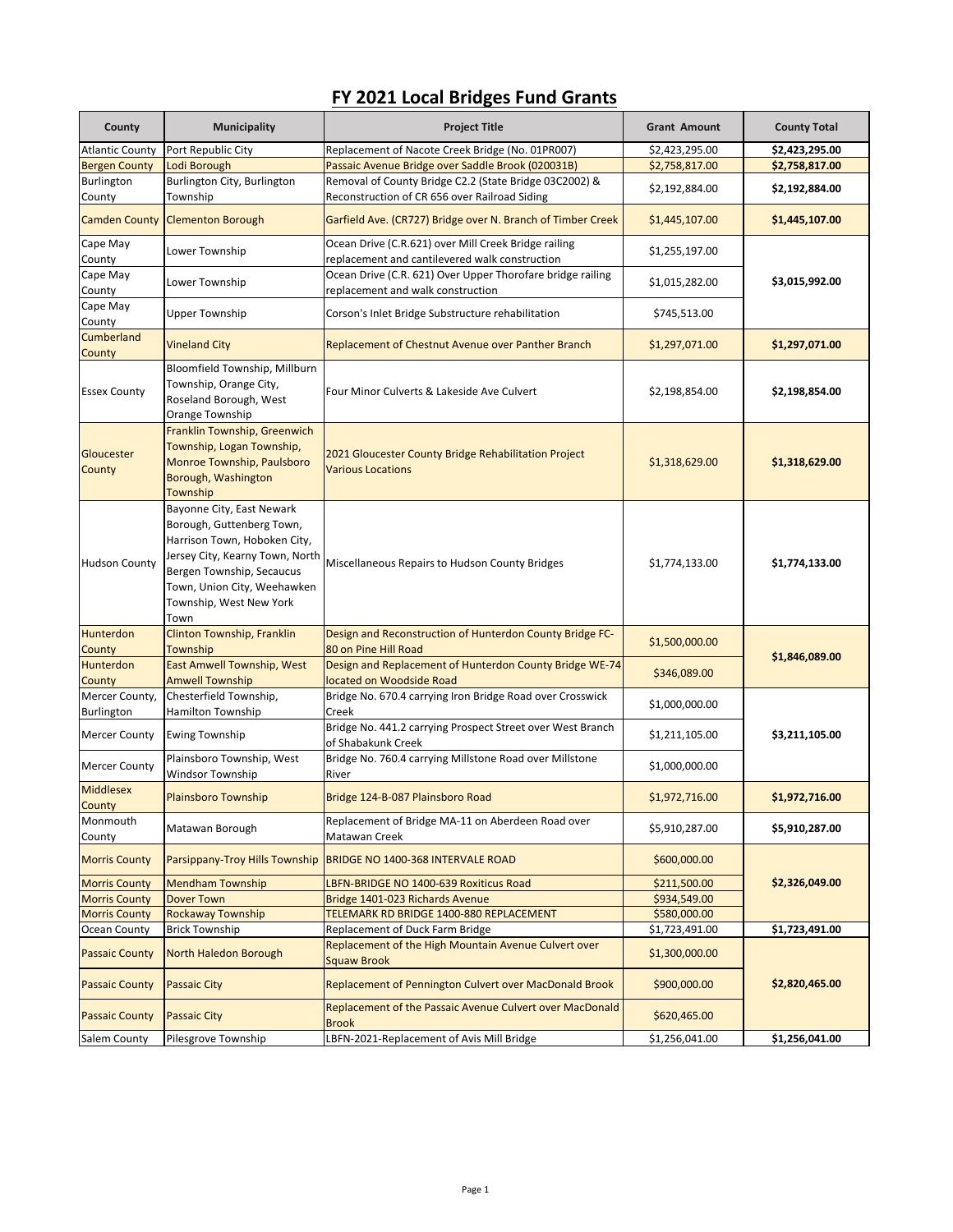# FY 2021 Local Bridges Fund Grants

| County | Municipality | Project Title | Grant Amount | County Total |
|---|---|---|---|---|
| Atlantic County | Port Republic City | Replacement of Nacote Creek Bridge (No. 01PR007) | $2,423,295.00 | **$2,423,295.00** |
| Bergen County | Lodi Borough | Passaic Avenue Bridge over Saddle Brook (020031B) | $2,758,817.00 | **$2,758,817.00** |
| Burlington County | Burlington City, Burlington Township | Removal of County Bridge C2.2 (State Bridge 03C2002) & Reconstruction of CR 656 over Railroad Siding | $2,192,884.00 | **$2,192,884.00** |
| Camden County | Clementon Borough | Garfield Ave. (CR727) Bridge over N. Branch of Timber Creek | $1,445,107.00 | **$1,445,107.00** |
| Cape May County | Lower Township | Ocean Drive (C.R.621) over Mill Creek Bridge railing replacement and cantilevered walk construction | $1,255,197.00 | **$3,015,992.00** |
| Cape May County | Lower Township | Ocean Drive (C.R. 621) Over Upper Thorofare bridge railing replacement and walk construction | $1,015,282.00 | |
| Cape May County | Upper Township | Corson's Inlet Bridge Substructure rehabilitation | $745,513.00 | |
| Cumberland County | Vineland City | Replacement of Chestnut Avenue over Panther Branch | $1,297,071.00 | **$1,297,071.00** |
| Essex County | Bloomfield Township, Millburn Township, Orange City, Roseland Borough, West Orange Township | Four Minor Culverts & Lakeside Ave Culvert | $2,198,854.00 | **$2,198,854.00** |
| Gloucester County | Franklin Township, Greenwich Township, Logan Township, Monroe Township, Paulsboro Borough, Washington Township | 2021 Gloucester County Bridge Rehabilitation Project Various Locations | $1,318,629.00 | **$1,318,629.00** |
| Hudson County | Bayonne City, East Newark Borough, Guttenberg Town, Harrison Town, Hoboken City, Jersey City, Kearny Town, North Bergen Township, Secaucus Town, Union City, Weehawken Township, West New York Town | Miscellaneous Repairs to Hudson County Bridges | $1,774,133.00 | **$1,774,133.00** |
| Hunterdon County | Clinton Township, Franklin Township | Design and Reconstruction of Hunterdon County Bridge FC-80 on Pine Hill Road | $1,500,000.00 | **$1,846,089.00** |
| Hunterdon County | East Amwell Township, West Amwell Township | Design and Replacement of Hunterdon County Bridge WE-74 located on Woodside Road | $346,089.00 | |
| Mercer County, Burlington | Chesterfield Township, Hamilton Township | Bridge No. 670.4 carrying Iron Bridge Road over Crosswick Creek | $1,000,000.00 | **$3,211,105.00** |
| Mercer County | Ewing Township | Bridge No. 441.2 carrying Prospect Street over West Branch of Shabakunk Creek | $1,211,105.00 | |
| Mercer County | Plainsboro Township, West Windsor Township | Bridge No. 760.4 carrying Millstone Road over Millstone River | $1,000,000.00 | |
| Middlesex County | Plainsboro Township | Bridge 124-B-087 Plainsboro Road | $1,972,716.00 | **$1,972,716.00** |
| Monmouth County | Matawan Borough | Replacement of Bridge MA-11 on Aberdeen Road over Matawan Creek | $5,910,287.00 | **$5,910,287.00** |
| Morris County | Parsippany-Troy Hills Township | BRIDGE NO 1400-368 INTERVALE ROAD | $600,000.00 | **$2,326,049.00** |
| Morris County | Mendham Township | LBFN-BRIDGE NO 1400-639 Roxiticus Road | $211,500.00 | |
| Morris County | Dover Town | Bridge 1401-023 Richards Avenue | $934,549.00 | |
| Morris County | Rockaway Township | TELEMARK RD BRIDGE 1400-880 REPLACEMENT | $580,000.00 | |
| Ocean County | Brick Township | Replacement of Duck Farm Bridge | $1,723,491.00 | **$1,723,491.00** |
| Passaic County | North Haledon Borough | Replacement of the High Mountain Avenue Culvert over Squaw Brook | $1,300,000.00 | **$2,820,465.00** |
| Passaic County | Passaic City | Replacement of Pennington Culvert over MacDonald Brook | $900,000.00 | |
| Passaic County | Passaic City | Replacement of the Passaic Avenue Culvert over MacDonald Brook | $620,465.00 | |
| Salem County | Pilesgrove Township | LBFN-2021-Replacement of Avis Mill Bridge | $1,256,041.00 | **$1,256,041.00** |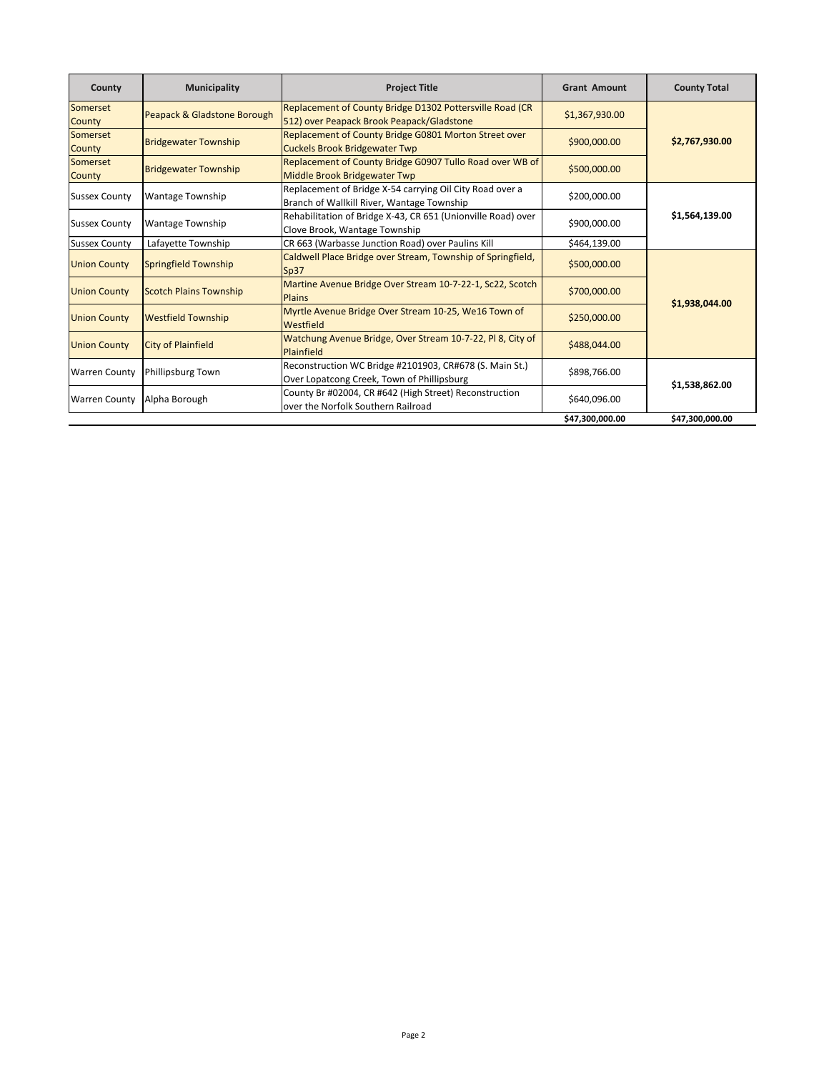| County | Municipality | Project Title | Grant Amount | County Total |
|---|---|---|---|---|
| Somerset County | Peapack & Gladstone Borough | Replacement of County Bridge D1302 Pottersville Road (CR 512) over Peapack Brook Peapack/Gladstone | $1,367,930.00 | $2,767,930.00 |
| Somerset County | Bridgewater Township | Replacement of County Bridge G0801 Morton Street over Cuckels Brook Bridgewater Twp | $900,000.00 | |
| Somerset County | Bridgewater Township | Replacement of County Bridge G0907 Tullo Road over WB of Middle Brook Bridgewater Twp | $500,000.00 | |
| Sussex County | Wantage Township | Replacement of Bridge X-54 carrying Oil City Road over a Branch of Wallkill River, Wantage Township | $200,000.00 | $1,564,139.00 |
| Sussex County | Wantage Township | Rehabilitation of Bridge X-43, CR 651 (Unionville Road) over Clove Brook, Wantage Township | $900,000.00 | |
| Sussex County | Lafayette Township | CR 663 (Warbasse Junction Road) over Paulins Kill | $464,139.00 | |
| Union County | Springfield Township | Caldwell Place Bridge over Stream, Township of Springfield, Sp37 | $500,000.00 | $1,938,044.00 |
| Union County | Scotch Plains Township | Martine Avenue Bridge Over Stream 10-7-22-1, Sc22, Scotch Plains | $700,000.00 | |
| Union County | Westfield Township | Myrtle Avenue Bridge Over Stream 10-25, We16 Town of Westfield | $250,000.00 | |
| Union County | City of Plainfield | Watchung Avenue Bridge, Over Stream 10-7-22, Pl 8, City of Plainfield | $488,044.00 | |
| Warren County | Phillipsburg Town | Reconstruction WC Bridge #2101903, CR#678 (S. Main St.) Over Lopatcong Creek, Town of Phillipsburg | $898,766.00 | $1,538,862.00 |
| Warren County | Alpha Borough | County Br #02004, CR #642 (High Street) Reconstruction over the Norfolk Southern Railroad | $640,096.00 | |
| | | | **$47,300,000.00** | **$47,300,000.00** |